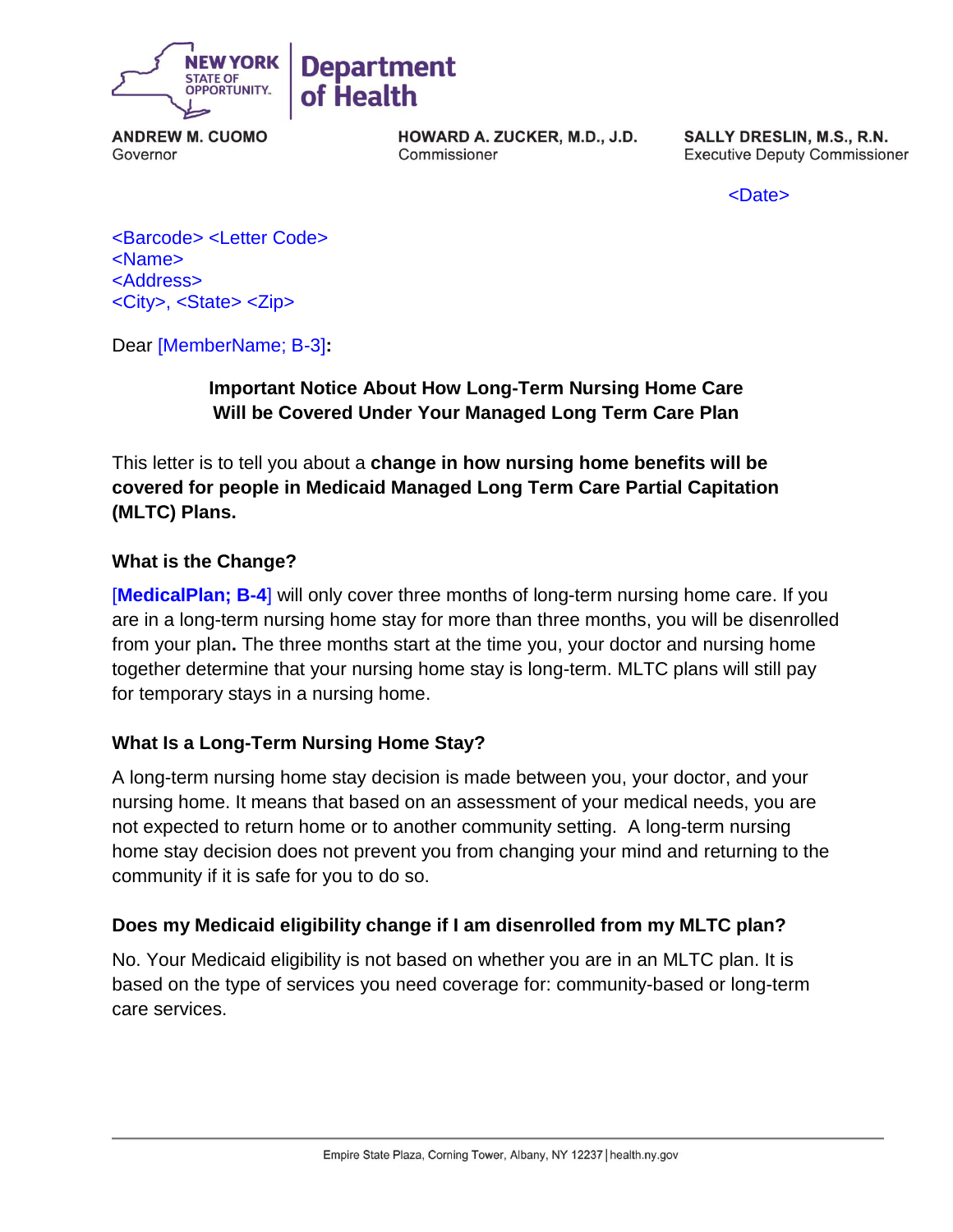NEW YORK STATE OF OPPORTUNITY. | Department of Health

**ANDREW M. CUOMO**
Governor

**HOWARD A. ZUCKER, M.D., J.D.**
Commissioner

**SALLY DRESLIN, M.S., R.N.**
Executive Deputy Commissioner

<Date>

<Barcode> <Letter Code>
<Name>
<Address>
<City>, <State> <Zip>

Dear [MemberName; B-3]**:**

**Important Notice About How Long-Term Nursing Home Care Will be Covered Under Your Managed Long Term Care Plan**

This letter is to tell you about a **change in how nursing home benefits will be covered for people in Medicaid Managed Long Term Care Partial Capitation (MLTC) Plans.**

### What is the Change?

[**MedicalPlan; B-4**] will only cover three months of long-term nursing home care. If you are in a long-term nursing home stay for more than three months, you will be disenrolled from your plan**.** The three months start at the time you, your doctor and nursing home together determine that your nursing home stay is long-term. MLTC plans will still pay for temporary stays in a nursing home.

### What Is a Long-Term Nursing Home Stay?

A long-term nursing home stay decision is made between you, your doctor, and your nursing home. It means that based on an assessment of your medical needs, you are not expected to return home or to another community setting. A long-term nursing home stay decision does not prevent you from changing your mind and returning to the community if it is safe for you to do so.

### Does my Medicaid eligibility change if I am disenrolled from my MLTC plan?

No. Your Medicaid eligibility is not based on whether you are in an MLTC plan. It is based on the type of services you need coverage for: community-based or long-term care services.

Empire State Plaza, Corning Tower, Albany, NY 12237 | health.ny.gov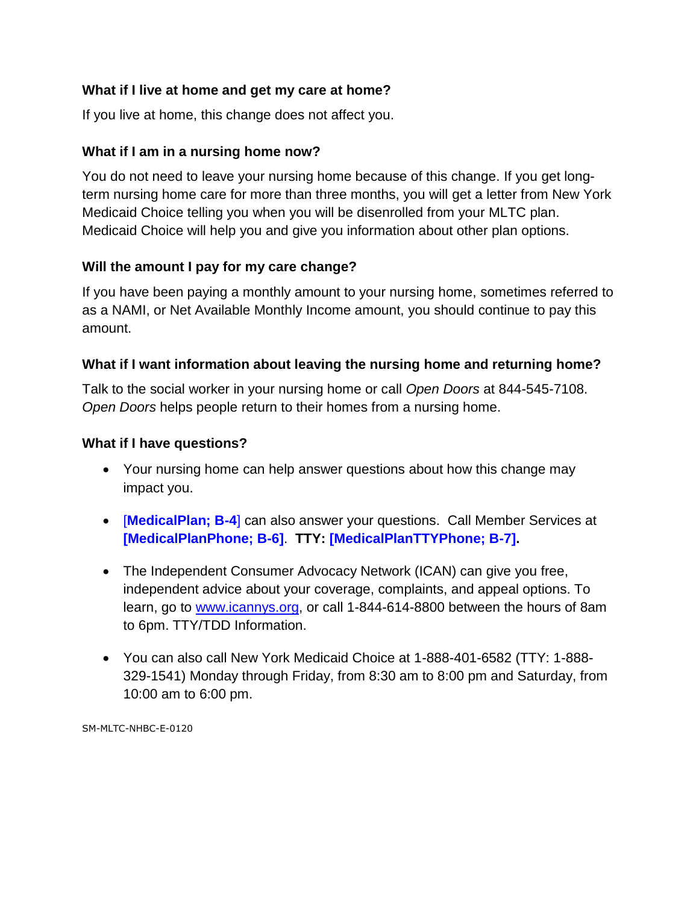### What if I live at home and get my care at home?

If you live at home, this change does not affect you.

### What if I am in a nursing home now?

You do not need to leave your nursing home because of this change. If you get long-term nursing home care for more than three months, you will get a letter from New York Medicaid Choice telling you when you will be disenrolled from your MLTC plan. Medicaid Choice will help you and give you information about other plan options.

### Will the amount I pay for my care change?

If you have been paying a monthly amount to your nursing home, sometimes referred to as a NAMI, or Net Available Monthly Income amount, you should continue to pay this amount.

### What if I want information about leaving the nursing home and returning home?

Talk to the social worker in your nursing home or call *Open Doors* at 844-545-7108. *Open Doors* helps people return to their homes from a nursing home.

### What if I have questions?

- Your nursing home can help answer questions about how this change may impact you.
- [**MedicalPlan; B-4**] can also answer your questions. Call Member Services at **[MedicalPlanPhone; B-6]**. **TTY: [MedicalPlanTTYPhone; B-7].**
- The Independent Consumer Advocacy Network (ICAN) can give you free, independent advice about your coverage, complaints, and appeal options. To learn, go to [www.icannys.org](http://www.icannys.org), or call 1-844-614-8800 between the hours of 8am to 6pm. TTY/TDD Information.
- You can also call New York Medicaid Choice at 1-888-401-6582 (TTY: 1-888-329-1541) Monday through Friday, from 8:30 am to 8:00 pm and Saturday, from 10:00 am to 6:00 pm.

SM-MLTC-NHBC-E-0120